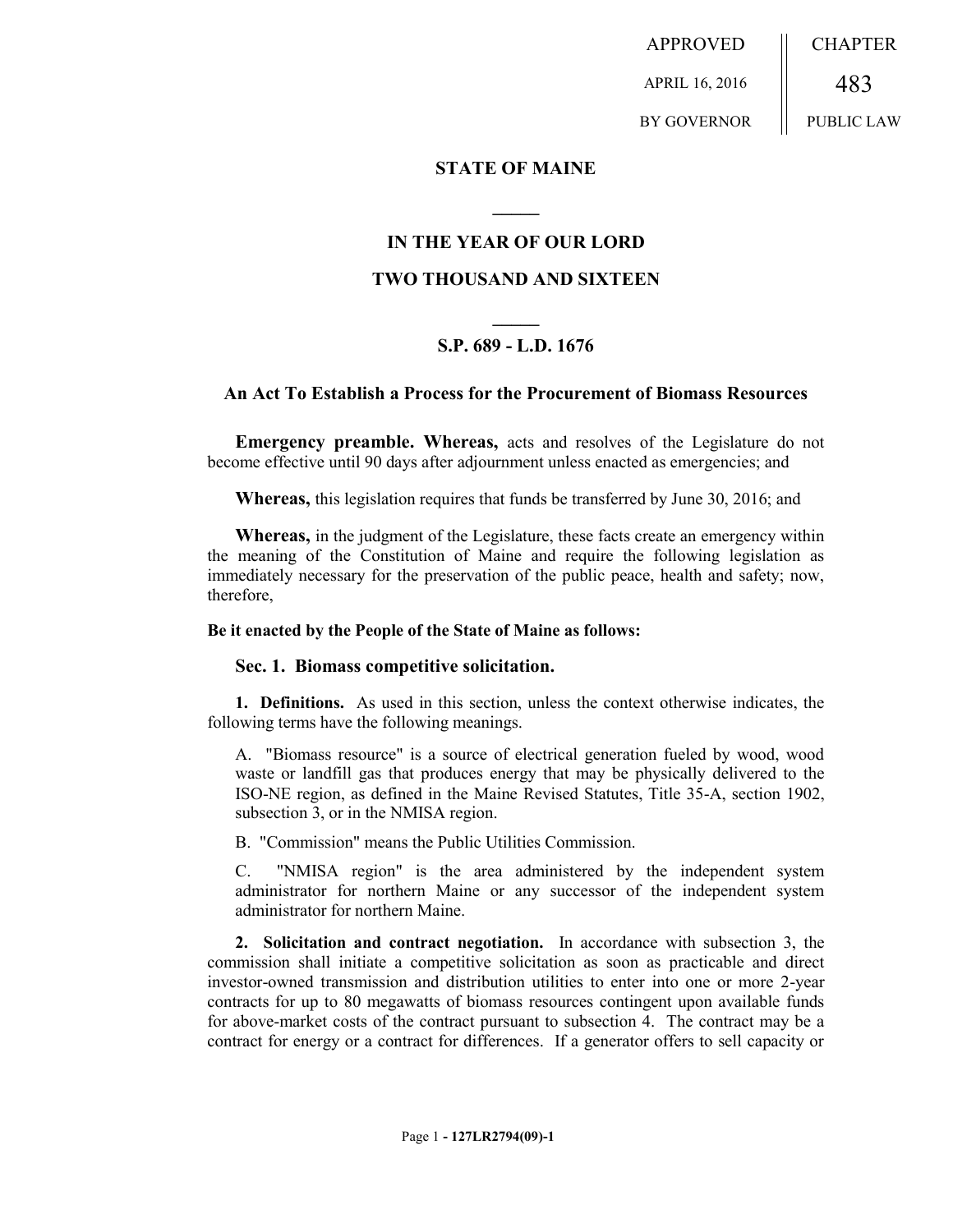| APPROVED | CHAPTER |
| --- | --- |
| APRIL 16, 2016 | 483 |
| BY GOVERNOR | PUBLIC LAW |

**STATE OF MAINE**

**IN THE YEAR OF OUR LORD**

**TWO THOUSAND AND SIXTEEN**

**S.P. 689 - L.D. 1676**

## An Act To Establish a Process for the Procurement of Biomass Resources

**Emergency preamble. Whereas,** acts and resolves of the Legislature do not become effective until 90 days after adjournment unless enacted as emergencies; and

**Whereas,** this legislation requires that funds be transferred by June 30, 2016; and

**Whereas,** in the judgment of the Legislature, these facts create an emergency within the meaning of the Constitution of Maine and require the following legislation as immediately necessary for the preservation of the public peace, health and safety; now, therefore,

**Be it enacted by the People of the State of Maine as follows:**

**Sec. 1. Biomass competitive solicitation.**

**1. Definitions.** As used in this section, unless the context otherwise indicates, the following terms have the following meanings.

A. "Biomass resource" is a source of electrical generation fueled by wood, wood waste or landfill gas that produces energy that may be physically delivered to the ISO-NE region, as defined in the Maine Revised Statutes, Title 35-A, section 1902, subsection 3, or in the NMISA region.

B. "Commission" means the Public Utilities Commission.

C. "NMISA region" is the area administered by the independent system administrator for northern Maine or any successor of the independent system administrator for northern Maine.

**2. Solicitation and contract negotiation.** In accordance with subsection 3, the commission shall initiate a competitive solicitation as soon as practicable and direct investor-owned transmission and distribution utilities to enter into one or more 2-year contracts for up to 80 megawatts of biomass resources contingent upon available funds for above-market costs of the contract pursuant to subsection 4. The contract may be a contract for energy or a contract for differences. If a generator offers to sell capacity or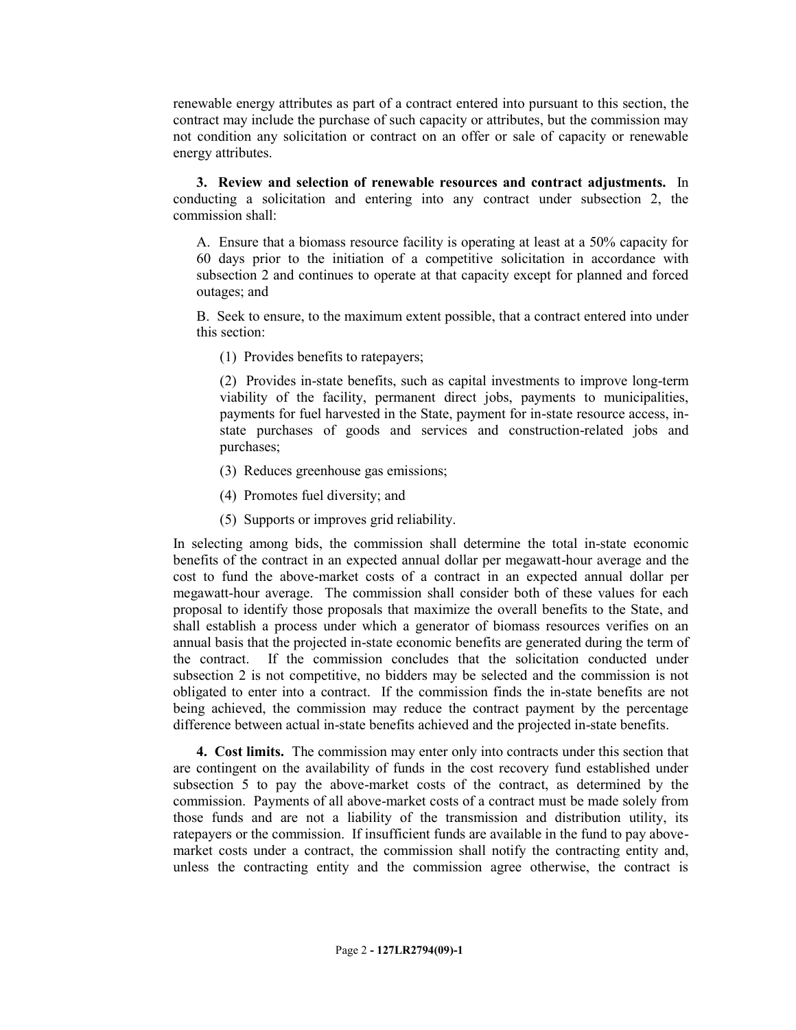renewable energy attributes as part of a contract entered into pursuant to this section, the contract may include the purchase of such capacity or attributes, but the commission may not condition any solicitation or contract on an offer or sale of capacity or renewable energy attributes.

**3. Review and selection of renewable resources and contract adjustments.** In conducting a solicitation and entering into any contract under subsection 2, the commission shall:

A. Ensure that a biomass resource facility is operating at least at a 50% capacity for 60 days prior to the initiation of a competitive solicitation in accordance with subsection 2 and continues to operate at that capacity except for planned and forced outages; and

B. Seek to ensure, to the maximum extent possible, that a contract entered into under this section:

(1) Provides benefits to ratepayers;

(2) Provides in-state benefits, such as capital investments to improve long-term viability of the facility, permanent direct jobs, payments to municipalities, payments for fuel harvested in the State, payment for in-state resource access, in-state purchases of goods and services and construction-related jobs and purchases;

(3) Reduces greenhouse gas emissions;

(4) Promotes fuel diversity; and

(5) Supports or improves grid reliability.

In selecting among bids, the commission shall determine the total in-state economic benefits of the contract in an expected annual dollar per megawatt-hour average and the cost to fund the above-market costs of a contract in an expected annual dollar per megawatt-hour average. The commission shall consider both of these values for each proposal to identify those proposals that maximize the overall benefits to the State, and shall establish a process under which a generator of biomass resources verifies on an annual basis that the projected in-state economic benefits are generated during the term of the contract. If the commission concludes that the solicitation conducted under subsection 2 is not competitive, no bidders may be selected and the commission is not obligated to enter into a contract. If the commission finds the in-state benefits are not being achieved, the commission may reduce the contract payment by the percentage difference between actual in-state benefits achieved and the projected in-state benefits.

**4. Cost limits.** The commission may enter only into contracts under this section that are contingent on the availability of funds in the cost recovery fund established under subsection 5 to pay the above-market costs of the contract, as determined by the commission. Payments of all above-market costs of a contract must be made solely from those funds and are not a liability of the transmission and distribution utility, its ratepayers or the commission. If insufficient funds are available in the fund to pay above-market costs under a contract, the commission shall notify the contracting entity and, unless the contracting entity and the commission agree otherwise, the contract is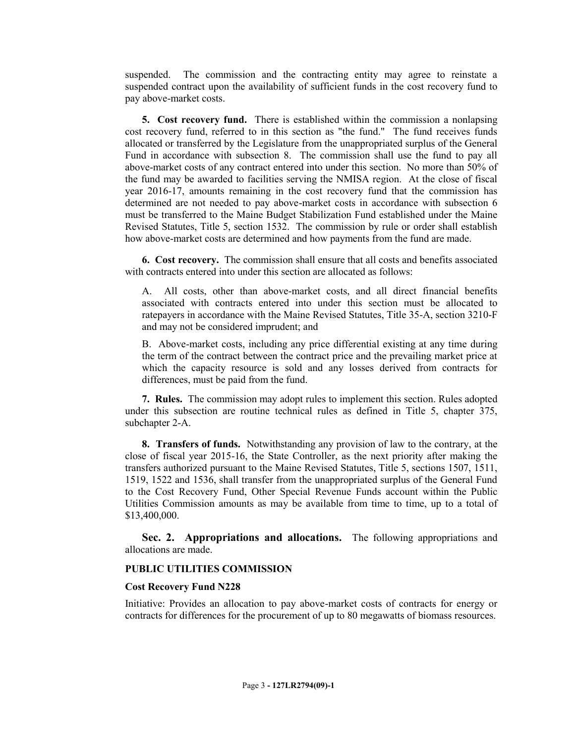suspended. The commission and the contracting entity may agree to reinstate a suspended contract upon the availability of sufficient funds in the cost recovery fund to pay above-market costs.

**5. Cost recovery fund.** There is established within the commission a nonlapsing cost recovery fund, referred to in this section as "the fund." The fund receives funds allocated or transferred by the Legislature from the unappropriated surplus of the General Fund in accordance with subsection 8. The commission shall use the fund to pay all above-market costs of any contract entered into under this section. No more than 50% of the fund may be awarded to facilities serving the NMISA region. At the close of fiscal year 2016-17, amounts remaining in the cost recovery fund that the commission has determined are not needed to pay above-market costs in accordance with subsection 6 must be transferred to the Maine Budget Stabilization Fund established under the Maine Revised Statutes, Title 5, section 1532. The commission by rule or order shall establish how above-market costs are determined and how payments from the fund are made.

**6. Cost recovery.** The commission shall ensure that all costs and benefits associated with contracts entered into under this section are allocated as follows:

A. All costs, other than above-market costs, and all direct financial benefits associated with contracts entered into under this section must be allocated to ratepayers in accordance with the Maine Revised Statutes, Title 35-A, section 3210-F and may not be considered imprudent; and

B. Above-market costs, including any price differential existing at any time during the term of the contract between the contract price and the prevailing market price at which the capacity resource is sold and any losses derived from contracts for differences, must be paid from the fund.

**7. Rules.** The commission may adopt rules to implement this section. Rules adopted under this subsection are routine technical rules as defined in Title 5, chapter 375, subchapter 2-A.

**8. Transfers of funds.** Notwithstanding any provision of law to the contrary, at the close of fiscal year 2015-16, the State Controller, as the next priority after making the transfers authorized pursuant to the Maine Revised Statutes, Title 5, sections 1507, 1511, 1519, 1522 and 1536, shall transfer from the unappropriated surplus of the General Fund to the Cost Recovery Fund, Other Special Revenue Funds account within the Public Utilities Commission amounts as may be available from time to time, up to a total of $13,400,000.

**Sec. 2. Appropriations and allocations.** The following appropriations and allocations are made.

**PUBLIC UTILITIES COMMISSION**

**Cost Recovery Fund N228**

Initiative: Provides an allocation to pay above-market costs of contracts for energy or contracts for differences for the procurement of up to 80 megawatts of biomass resources.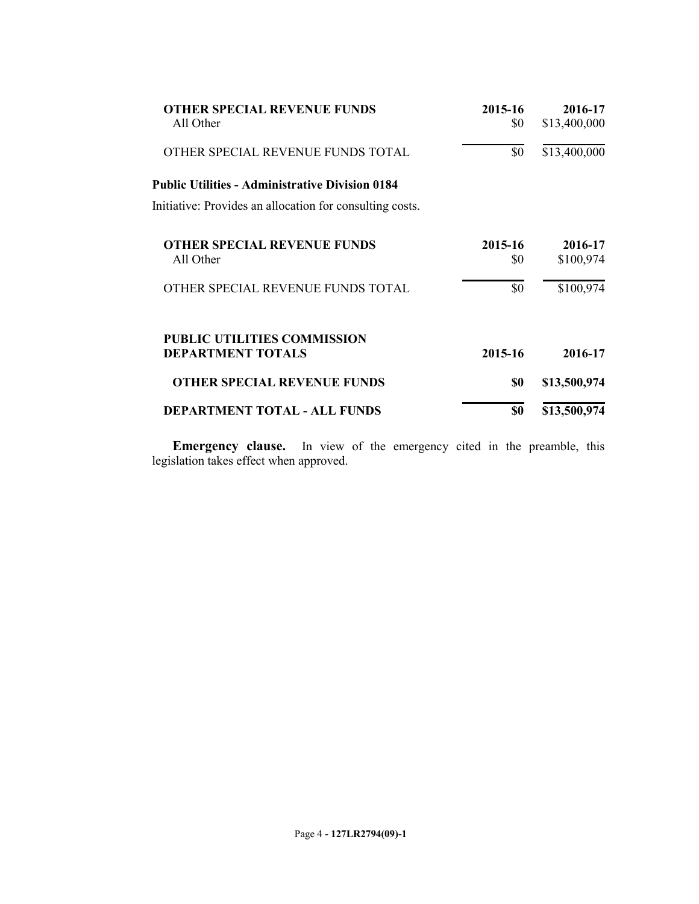| OTHER SPECIAL REVENUE FUNDS | 2015-16 | 2016-17 |
| --- | --- | --- |
| All Other | $0 | $13,400,000 |
| OTHER SPECIAL REVENUE FUNDS TOTAL | $0 | $13,400,000 |

**Public Utilities - Administrative Division 0184**

Initiative: Provides an allocation for consulting costs.

| OTHER SPECIAL REVENUE FUNDS | 2015-16 | 2016-17 |
| --- | --- | --- |
| All Other | $0 | $100,974 |
| OTHER SPECIAL REVENUE FUNDS TOTAL | $0 | $100,974 |

| PUBLIC UTILITIES COMMISSION DEPARTMENT TOTALS | 2015-16 | 2016-17 |
| --- | --- | --- |
| **OTHER SPECIAL REVENUE FUNDS** | **$0** | **$13,500,974** |
| **DEPARTMENT TOTAL - ALL FUNDS** | **$0** | **$13,500,974** |

**Emergency clause.** In view of the emergency cited in the preamble, this legislation takes effect when approved.